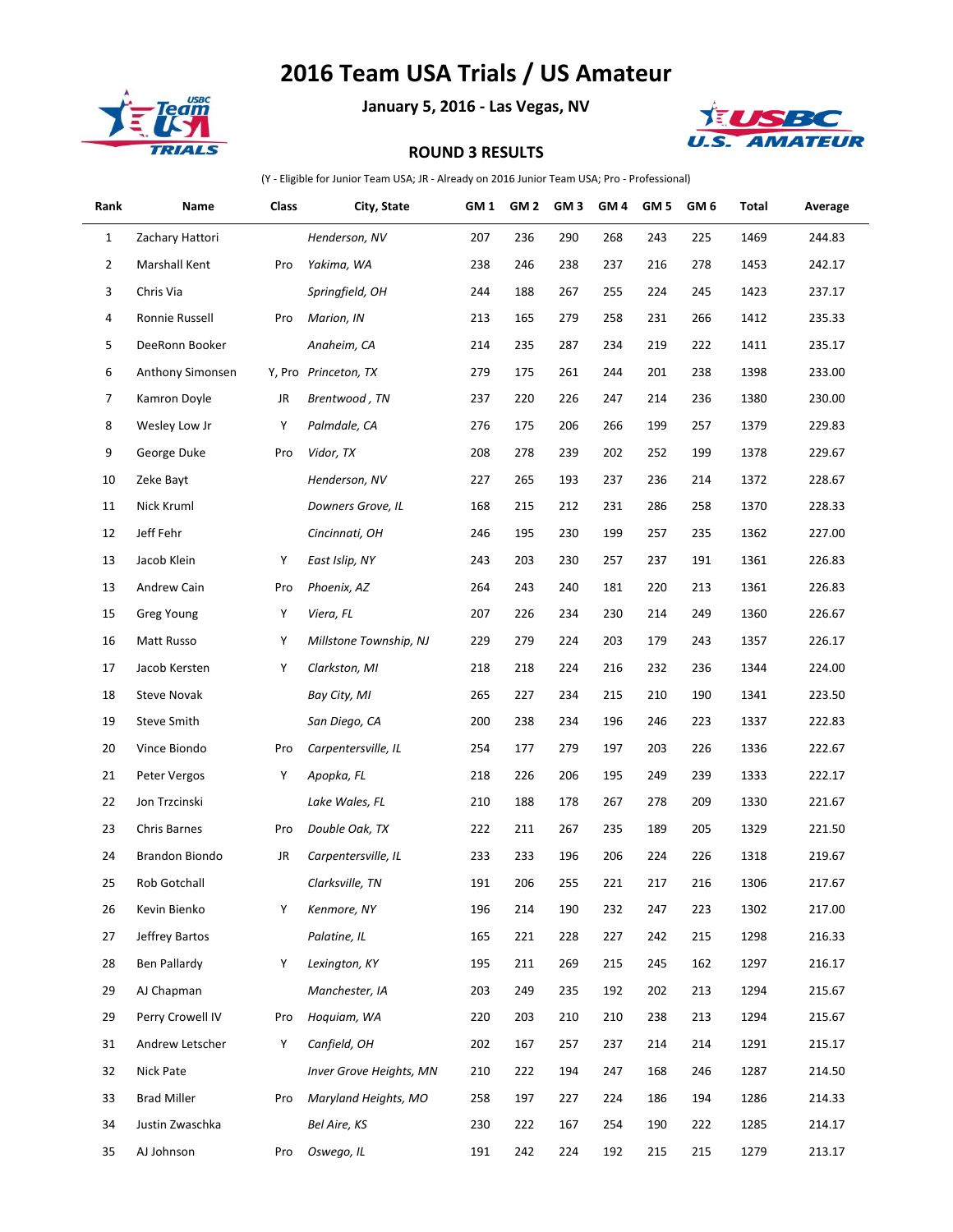# 2016 Team USA Trials / US Amateur

**January 5, 2016 - Las Vegas, NV**

**ROUND 3 RESULTS**

(Y - Eligible for Junior Team USA; JR - Already on 2016 Junior Team USA; Pro - Professional)

| Rank | Name | Class | City, State | GM 1 | GM 2 | GM 3 | GM 4 | GM 5 | GM 6 | Total | Average |
|---|---|---|---|---|---|---|---|---|---|---|---|
| 1 | Zachary Hattori | | *Henderson, NV* | 207 | 236 | 290 | 268 | 243 | 225 | 1469 | 244.83 |
| 2 | Marshall Kent | Pro | *Yakima, WA* | 238 | 246 | 238 | 237 | 216 | 278 | 1453 | 242.17 |
| 3 | Chris Via | | *Springfield, OH* | 244 | 188 | 267 | 255 | 224 | 245 | 1423 | 237.17 |
| 4 | Ronnie Russell | Pro | *Marion, IN* | 213 | 165 | 279 | 258 | 231 | 266 | 1412 | 235.33 |
| 5 | DeeRonn Booker | | *Anaheim, CA* | 214 | 235 | 287 | 234 | 219 | 222 | 1411 | 235.17 |
| 6 | Anthony Simonsen | Y, Pro | *Princeton, TX* | 279 | 175 | 261 | 244 | 201 | 238 | 1398 | 233.00 |
| 7 | Kamron Doyle | JR | *Brentwood , TN* | 237 | 220 | 226 | 247 | 214 | 236 | 1380 | 230.00 |
| 8 | Wesley Low Jr | Y | *Palmdale, CA* | 276 | 175 | 206 | 266 | 199 | 257 | 1379 | 229.83 |
| 9 | George Duke | Pro | *Vidor, TX* | 208 | 278 | 239 | 202 | 252 | 199 | 1378 | 229.67 |
| 10 | Zeke Bayt | | *Henderson, NV* | 227 | 265 | 193 | 237 | 236 | 214 | 1372 | 228.67 |
| 11 | Nick Kruml | | *Downers Grove, IL* | 168 | 215 | 212 | 231 | 286 | 258 | 1370 | 228.33 |
| 12 | Jeff Fehr | | *Cincinnati, OH* | 246 | 195 | 230 | 199 | 257 | 235 | 1362 | 227.00 |
| 13 | Jacob Klein | Y | *East Islip, NY* | 243 | 203 | 230 | 257 | 237 | 191 | 1361 | 226.83 |
| 13 | Andrew Cain | Pro | *Phoenix, AZ* | 264 | 243 | 240 | 181 | 220 | 213 | 1361 | 226.83 |
| 15 | Greg Young | Y | *Viera, FL* | 207 | 226 | 234 | 230 | 214 | 249 | 1360 | 226.67 |
| 16 | Matt Russo | Y | *Millstone Township, NJ* | 229 | 279 | 224 | 203 | 179 | 243 | 1357 | 226.17 |
| 17 | Jacob Kersten | Y | *Clarkston, MI* | 218 | 218 | 224 | 216 | 232 | 236 | 1344 | 224.00 |
| 18 | Steve Novak | | *Bay City, MI* | 265 | 227 | 234 | 215 | 210 | 190 | 1341 | 223.50 |
| 19 | Steve Smith | | *San Diego, CA* | 200 | 238 | 234 | 196 | 246 | 223 | 1337 | 222.83 |
| 20 | Vince Biondo | Pro | *Carpentersville, IL* | 254 | 177 | 279 | 197 | 203 | 226 | 1336 | 222.67 |
| 21 | Peter Vergos | Y | *Apopka, FL* | 218 | 226 | 206 | 195 | 249 | 239 | 1333 | 222.17 |
| 22 | Jon Trzcinski | | *Lake Wales, FL* | 210 | 188 | 178 | 267 | 278 | 209 | 1330 | 221.67 |
| 23 | Chris Barnes | Pro | *Double Oak, TX* | 222 | 211 | 267 | 235 | 189 | 205 | 1329 | 221.50 |
| 24 | Brandon Biondo | JR | *Carpentersville, IL* | 233 | 233 | 196 | 206 | 224 | 226 | 1318 | 219.67 |
| 25 | Rob Gotchall | | *Clarksville, TN* | 191 | 206 | 255 | 221 | 217 | 216 | 1306 | 217.67 |
| 26 | Kevin Bienko | Y | *Kenmore, NY* | 196 | 214 | 190 | 232 | 247 | 223 | 1302 | 217.00 |
| 27 | Jeffrey Bartos | | *Palatine, IL* | 165 | 221 | 228 | 227 | 242 | 215 | 1298 | 216.33 |
| 28 | Ben Pallardy | Y | *Lexington, KY* | 195 | 211 | 269 | 215 | 245 | 162 | 1297 | 216.17 |
| 29 | AJ Chapman | | *Manchester, IA* | 203 | 249 | 235 | 192 | 202 | 213 | 1294 | 215.67 |
| 29 | Perry Crowell IV | Pro | *Hoquiam, WA* | 220 | 203 | 210 | 210 | 238 | 213 | 1294 | 215.67 |
| 31 | Andrew Letscher | Y | *Canfield, OH* | 202 | 167 | 257 | 237 | 214 | 214 | 1291 | 215.17 |
| 32 | Nick Pate | | *Inver Grove Heights, MN* | 210 | 222 | 194 | 247 | 168 | 246 | 1287 | 214.50 |
| 33 | Brad Miller | Pro | *Maryland Heights, MO* | 258 | 197 | 227 | 224 | 186 | 194 | 1286 | 214.33 |
| 34 | Justin Zwaschka | | *Bel Aire, KS* | 230 | 222 | 167 | 254 | 190 | 222 | 1285 | 214.17 |
| 35 | AJ Johnson | Pro | *Oswego, IL* | 191 | 242 | 224 | 192 | 215 | 215 | 1279 | 213.17 |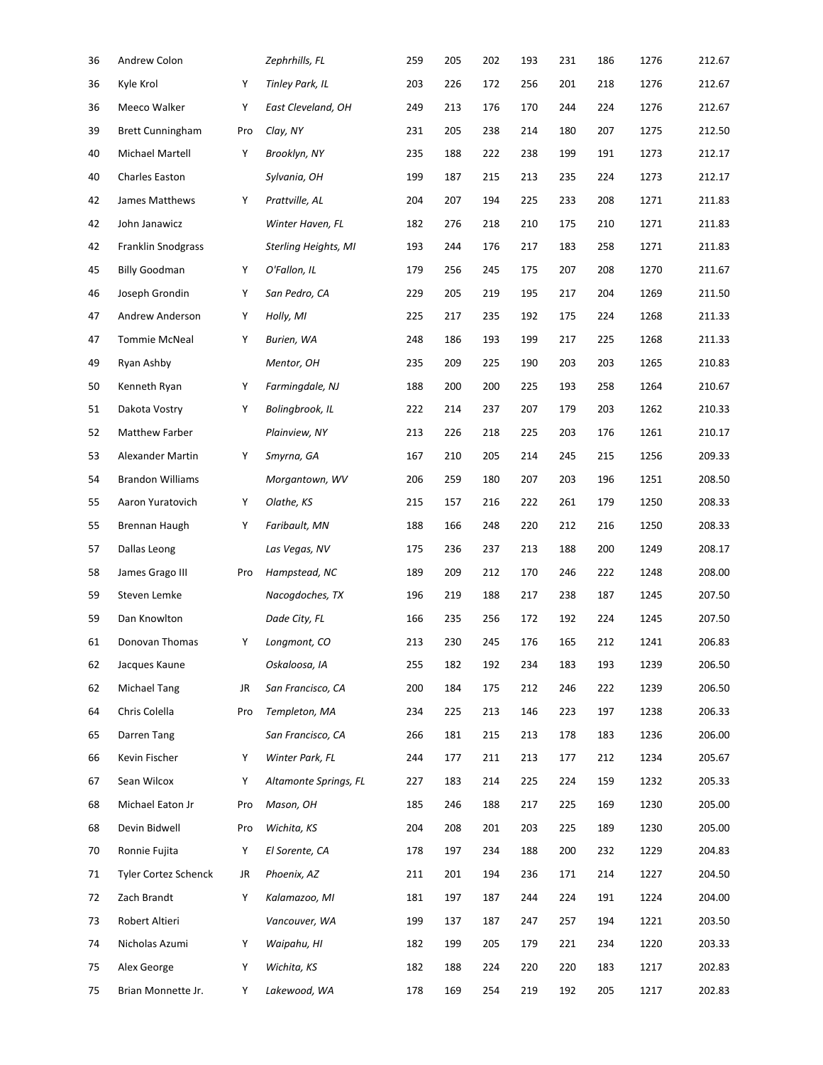| | | | | | | | | | | | |
|---|---|---|---|---|---|---|---|---|---|---|---|
| 36 | Andrew Colon | | *Zephrhills, FL* | 259 | 205 | 202 | 193 | 231 | 186 | 1276 | 212.67 |
| 36 | Kyle Krol | Y | *Tinley Park, IL* | 203 | 226 | 172 | 256 | 201 | 218 | 1276 | 212.67 |
| 36 | Meeco Walker | Y | *East Cleveland, OH* | 249 | 213 | 176 | 170 | 244 | 224 | 1276 | 212.67 |
| 39 | Brett Cunningham | Pro | *Clay, NY* | 231 | 205 | 238 | 214 | 180 | 207 | 1275 | 212.50 |
| 40 | Michael Martell | Y | *Brooklyn, NY* | 235 | 188 | 222 | 238 | 199 | 191 | 1273 | 212.17 |
| 40 | Charles Easton | | *Sylvania, OH* | 199 | 187 | 215 | 213 | 235 | 224 | 1273 | 212.17 |
| 42 | James Matthews | Y | *Prattville, AL* | 204 | 207 | 194 | 225 | 233 | 208 | 1271 | 211.83 |
| 42 | John Janawicz | | *Winter Haven, FL* | 182 | 276 | 218 | 210 | 175 | 210 | 1271 | 211.83 |
| 42 | Franklin Snodgrass | | *Sterling Heights, MI* | 193 | 244 | 176 | 217 | 183 | 258 | 1271 | 211.83 |
| 45 | Billy Goodman | Y | *O'Fallon, IL* | 179 | 256 | 245 | 175 | 207 | 208 | 1270 | 211.67 |
| 46 | Joseph Grondin | Y | *San Pedro, CA* | 229 | 205 | 219 | 195 | 217 | 204 | 1269 | 211.50 |
| 47 | Andrew Anderson | Y | *Holly, MI* | 225 | 217 | 235 | 192 | 175 | 224 | 1268 | 211.33 |
| 47 | Tommie McNeal | Y | *Burien, WA* | 248 | 186 | 193 | 199 | 217 | 225 | 1268 | 211.33 |
| 49 | Ryan Ashby | | *Mentor, OH* | 235 | 209 | 225 | 190 | 203 | 203 | 1265 | 210.83 |
| 50 | Kenneth Ryan | Y | *Farmingdale, NJ* | 188 | 200 | 200 | 225 | 193 | 258 | 1264 | 210.67 |
| 51 | Dakota Vostry | Y | *Bolingbrook, IL* | 222 | 214 | 237 | 207 | 179 | 203 | 1262 | 210.33 |
| 52 | Matthew Farber | | *Plainview, NY* | 213 | 226 | 218 | 225 | 203 | 176 | 1261 | 210.17 |
| 53 | Alexander Martin | Y | *Smyrna, GA* | 167 | 210 | 205 | 214 | 245 | 215 | 1256 | 209.33 |
| 54 | Brandon Williams | | *Morgantown, WV* | 206 | 259 | 180 | 207 | 203 | 196 | 1251 | 208.50 |
| 55 | Aaron Yuratovich | Y | *Olathe, KS* | 215 | 157 | 216 | 222 | 261 | 179 | 1250 | 208.33 |
| 55 | Brennan Haugh | Y | *Faribault, MN* | 188 | 166 | 248 | 220 | 212 | 216 | 1250 | 208.33 |
| 57 | Dallas Leong | | *Las Vegas, NV* | 175 | 236 | 237 | 213 | 188 | 200 | 1249 | 208.17 |
| 58 | James Grago III | Pro | *Hampstead, NC* | 189 | 209 | 212 | 170 | 246 | 222 | 1248 | 208.00 |
| 59 | Steven Lemke | | *Nacogdoches, TX* | 196 | 219 | 188 | 217 | 238 | 187 | 1245 | 207.50 |
| 59 | Dan Knowlton | | *Dade City, FL* | 166 | 235 | 256 | 172 | 192 | 224 | 1245 | 207.50 |
| 61 | Donovan Thomas | Y | *Longmont, CO* | 213 | 230 | 245 | 176 | 165 | 212 | 1241 | 206.83 |
| 62 | Jacques Kaune | | *Oskaloosa, IA* | 255 | 182 | 192 | 234 | 183 | 193 | 1239 | 206.50 |
| 62 | Michael Tang | JR | *San Francisco, CA* | 200 | 184 | 175 | 212 | 246 | 222 | 1239 | 206.50 |
| 64 | Chris Colella | Pro | *Templeton, MA* | 234 | 225 | 213 | 146 | 223 | 197 | 1238 | 206.33 |
| 65 | Darren Tang | | *San Francisco, CA* | 266 | 181 | 215 | 213 | 178 | 183 | 1236 | 206.00 |
| 66 | Kevin Fischer | Y | *Winter Park, FL* | 244 | 177 | 211 | 213 | 177 | 212 | 1234 | 205.67 |
| 67 | Sean Wilcox | Y | *Altamonte Springs, FL* | 227 | 183 | 214 | 225 | 224 | 159 | 1232 | 205.33 |
| 68 | Michael Eaton Jr | Pro | *Mason, OH* | 185 | 246 | 188 | 217 | 225 | 169 | 1230 | 205.00 |
| 68 | Devin Bidwell | Pro | *Wichita, KS* | 204 | 208 | 201 | 203 | 225 | 189 | 1230 | 205.00 |
| 70 | Ronnie Fujita | Y | *El Sorente, CA* | 178 | 197 | 234 | 188 | 200 | 232 | 1229 | 204.83 |
| 71 | Tyler Cortez Schenck | JR | *Phoenix, AZ* | 211 | 201 | 194 | 236 | 171 | 214 | 1227 | 204.50 |
| 72 | Zach Brandt | Y | *Kalamazoo, MI* | 181 | 197 | 187 | 244 | 224 | 191 | 1224 | 204.00 |
| 73 | Robert Altieri | | *Vancouver, WA* | 199 | 137 | 187 | 247 | 257 | 194 | 1221 | 203.50 |
| 74 | Nicholas Azumi | Y | *Waipahu, HI* | 182 | 199 | 205 | 179 | 221 | 234 | 1220 | 203.33 |
| 75 | Alex George | Y | *Wichita, KS* | 182 | 188 | 224 | 220 | 220 | 183 | 1217 | 202.83 |
| 75 | Brian Monnette Jr. | Y | *Lakewood, WA* | 178 | 169 | 254 | 219 | 192 | 205 | 1217 | 202.83 |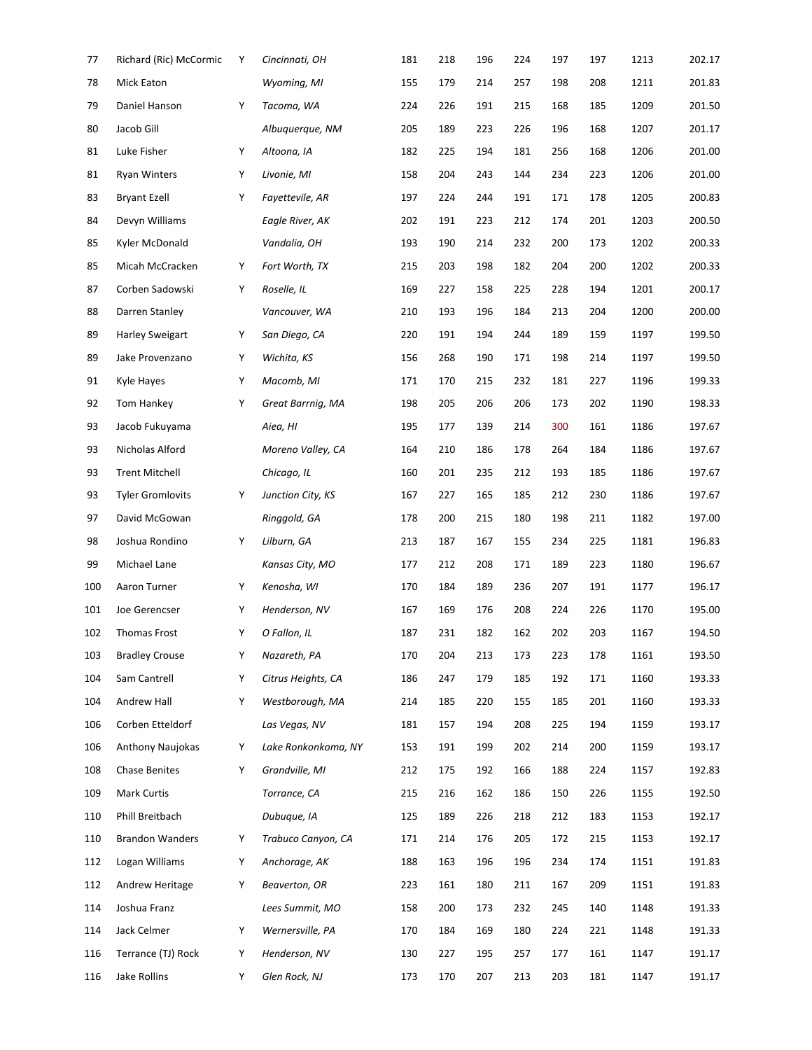| | | | | | | | | | | | |
|---|---|---|---|---|---|---|---|---|---|---|---|
| 77 | Richard (Ric) McCormic | Y | *Cincinnati, OH* | 181 | 218 | 196 | 224 | 197 | 197 | 1213 | 202.17 |
| 78 | Mick Eaton | | *Wyoming, MI* | 155 | 179 | 214 | 257 | 198 | 208 | 1211 | 201.83 |
| 79 | Daniel Hanson | Y | *Tacoma, WA* | 224 | 226 | 191 | 215 | 168 | 185 | 1209 | 201.50 |
| 80 | Jacob Gill | | *Albuquerque, NM* | 205 | 189 | 223 | 226 | 196 | 168 | 1207 | 201.17 |
| 81 | Luke Fisher | Y | *Altoona, IA* | 182 | 225 | 194 | 181 | 256 | 168 | 1206 | 201.00 |
| 81 | Ryan Winters | Y | *Livonie, MI* | 158 | 204 | 243 | 144 | 234 | 223 | 1206 | 201.00 |
| 83 | Bryant Ezell | Y | *Fayettevile, AR* | 197 | 224 | 244 | 191 | 171 | 178 | 1205 | 200.83 |
| 84 | Devyn Williams | | *Eagle River, AK* | 202 | 191 | 223 | 212 | 174 | 201 | 1203 | 200.50 |
| 85 | Kyler McDonald | | *Vandalia, OH* | 193 | 190 | 214 | 232 | 200 | 173 | 1202 | 200.33 |
| 85 | Micah McCracken | Y | *Fort Worth, TX* | 215 | 203 | 198 | 182 | 204 | 200 | 1202 | 200.33 |
| 87 | Corben Sadowski | Y | *Roselle, IL* | 169 | 227 | 158 | 225 | 228 | 194 | 1201 | 200.17 |
| 88 | Darren Stanley | | *Vancouver, WA* | 210 | 193 | 196 | 184 | 213 | 204 | 1200 | 200.00 |
| 89 | Harley Sweigart | Y | *San Diego, CA* | 220 | 191 | 194 | 244 | 189 | 159 | 1197 | 199.50 |
| 89 | Jake Provenzano | Y | *Wichita, KS* | 156 | 268 | 190 | 171 | 198 | 214 | 1197 | 199.50 |
| 91 | Kyle Hayes | Y | *Macomb, MI* | 171 | 170 | 215 | 232 | 181 | 227 | 1196 | 199.33 |
| 92 | Tom Hankey | Y | *Great Barrnig, MA* | 198 | 205 | 206 | 206 | 173 | 202 | 1190 | 198.33 |
| 93 | Jacob Fukuyama | | *Aiea, HI* | 195 | 177 | 139 | 214 | 300 | 161 | 1186 | 197.67 |
| 93 | Nicholas Alford | | *Moreno Valley, CA* | 164 | 210 | 186 | 178 | 264 | 184 | 1186 | 197.67 |
| 93 | Trent Mitchell | | *Chicago, IL* | 160 | 201 | 235 | 212 | 193 | 185 | 1186 | 197.67 |
| 93 | Tyler Gromlovits | Y | *Junction City, KS* | 167 | 227 | 165 | 185 | 212 | 230 | 1186 | 197.67 |
| 97 | David McGowan | | *Ringgold, GA* | 178 | 200 | 215 | 180 | 198 | 211 | 1182 | 197.00 |
| 98 | Joshua Rondino | Y | *Lilburn, GA* | 213 | 187 | 167 | 155 | 234 | 225 | 1181 | 196.83 |
| 99 | Michael Lane | | *Kansas City, MO* | 177 | 212 | 208 | 171 | 189 | 223 | 1180 | 196.67 |
| 100 | Aaron Turner | Y | *Kenosha, WI* | 170 | 184 | 189 | 236 | 207 | 191 | 1177 | 196.17 |
| 101 | Joe Gerencser | Y | *Henderson, NV* | 167 | 169 | 176 | 208 | 224 | 226 | 1170 | 195.00 |
| 102 | Thomas Frost | Y | *O Fallon, IL* | 187 | 231 | 182 | 162 | 202 | 203 | 1167 | 194.50 |
| 103 | Bradley Crouse | Y | *Nazareth, PA* | 170 | 204 | 213 | 173 | 223 | 178 | 1161 | 193.50 |
| 104 | Sam Cantrell | Y | *Citrus Heights, CA* | 186 | 247 | 179 | 185 | 192 | 171 | 1160 | 193.33 |
| 104 | Andrew Hall | Y | *Westborough, MA* | 214 | 185 | 220 | 155 | 185 | 201 | 1160 | 193.33 |
| 106 | Corben Etteldorf | | *Las Vegas, NV* | 181 | 157 | 194 | 208 | 225 | 194 | 1159 | 193.17 |
| 106 | Anthony Naujokas | Y | *Lake Ronkonkoma, NY* | 153 | 191 | 199 | 202 | 214 | 200 | 1159 | 193.17 |
| 108 | Chase Benites | Y | *Grandville, MI* | 212 | 175 | 192 | 166 | 188 | 224 | 1157 | 192.83 |
| 109 | Mark Curtis | | *Torrance, CA* | 215 | 216 | 162 | 186 | 150 | 226 | 1155 | 192.50 |
| 110 | Phill Breitbach | | *Dubuque, IA* | 125 | 189 | 226 | 218 | 212 | 183 | 1153 | 192.17 |
| 110 | Brandon Wanders | Y | *Trabuco Canyon, CA* | 171 | 214 | 176 | 205 | 172 | 215 | 1153 | 192.17 |
| 112 | Logan Williams | Y | *Anchorage, AK* | 188 | 163 | 196 | 196 | 234 | 174 | 1151 | 191.83 |
| 112 | Andrew Heritage | Y | *Beaverton, OR* | 223 | 161 | 180 | 211 | 167 | 209 | 1151 | 191.83 |
| 114 | Joshua Franz | | *Lees Summit, MO* | 158 | 200 | 173 | 232 | 245 | 140 | 1148 | 191.33 |
| 114 | Jack Celmer | Y | *Wernersville, PA* | 170 | 184 | 169 | 180 | 224 | 221 | 1148 | 191.33 |
| 116 | Terrance (TJ) Rock | Y | *Henderson, NV* | 130 | 227 | 195 | 257 | 177 | 161 | 1147 | 191.17 |
| 116 | Jake Rollins | Y | *Glen Rock, NJ* | 173 | 170 | 207 | 213 | 203 | 181 | 1147 | 191.17 |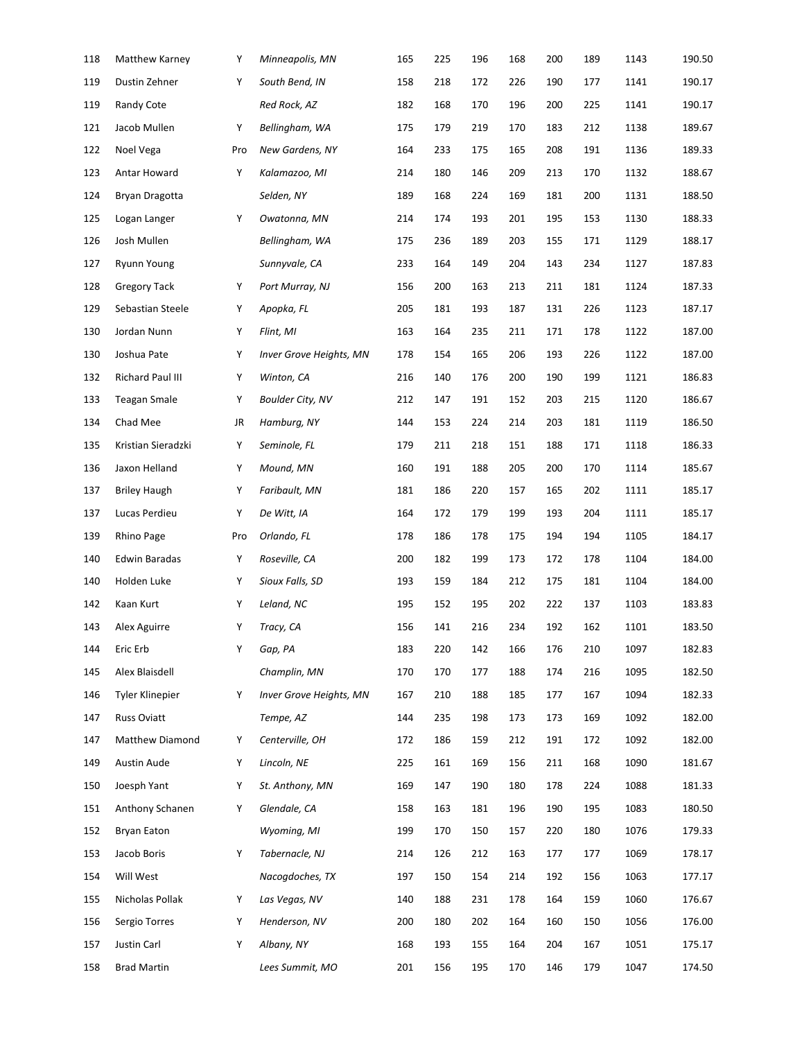| | | | | | | | | | | | |
|---|---|---|---|---|---|---|---|---|---|---|---|
| 118 | Matthew Karney | Y | *Minneapolis, MN* | 165 | 225 | 196 | 168 | 200 | 189 | 1143 | 190.50 |
| 119 | Dustin Zehner | Y | *South Bend, IN* | 158 | 218 | 172 | 226 | 190 | 177 | 1141 | 190.17 |
| 119 | Randy Cote | | *Red Rock, AZ* | 182 | 168 | 170 | 196 | 200 | 225 | 1141 | 190.17 |
| 121 | Jacob Mullen | Y | *Bellingham, WA* | 175 | 179 | 219 | 170 | 183 | 212 | 1138 | 189.67 |
| 122 | Noel Vega | Pro | *New Gardens, NY* | 164 | 233 | 175 | 165 | 208 | 191 | 1136 | 189.33 |
| 123 | Antar Howard | Y | *Kalamazoo, MI* | 214 | 180 | 146 | 209 | 213 | 170 | 1132 | 188.67 |
| 124 | Bryan Dragotta | | *Selden, NY* | 189 | 168 | 224 | 169 | 181 | 200 | 1131 | 188.50 |
| 125 | Logan Langer | Y | *Owatonna, MN* | 214 | 174 | 193 | 201 | 195 | 153 | 1130 | 188.33 |
| 126 | Josh Mullen | | *Bellingham, WA* | 175 | 236 | 189 | 203 | 155 | 171 | 1129 | 188.17 |
| 127 | Ryunn Young | | *Sunnyvale, CA* | 233 | 164 | 149 | 204 | 143 | 234 | 1127 | 187.83 |
| 128 | Gregory Tack | Y | *Port Murray, NJ* | 156 | 200 | 163 | 213 | 211 | 181 | 1124 | 187.33 |
| 129 | Sebastian Steele | Y | *Apopka, FL* | 205 | 181 | 193 | 187 | 131 | 226 | 1123 | 187.17 |
| 130 | Jordan Nunn | Y | *Flint, MI* | 163 | 164 | 235 | 211 | 171 | 178 | 1122 | 187.00 |
| 130 | Joshua Pate | Y | *Inver Grove Heights, MN* | 178 | 154 | 165 | 206 | 193 | 226 | 1122 | 187.00 |
| 132 | Richard Paul III | Y | *Winton, CA* | 216 | 140 | 176 | 200 | 190 | 199 | 1121 | 186.83 |
| 133 | Teagan Smale | Y | *Boulder City, NV* | 212 | 147 | 191 | 152 | 203 | 215 | 1120 | 186.67 |
| 134 | Chad Mee | JR | *Hamburg, NY* | 144 | 153 | 224 | 214 | 203 | 181 | 1119 | 186.50 |
| 135 | Kristian Sieradzki | Y | *Seminole, FL* | 179 | 211 | 218 | 151 | 188 | 171 | 1118 | 186.33 |
| 136 | Jaxon Helland | Y | *Mound, MN* | 160 | 191 | 188 | 205 | 200 | 170 | 1114 | 185.67 |
| 137 | Briley Haugh | Y | *Faribault, MN* | 181 | 186 | 220 | 157 | 165 | 202 | 1111 | 185.17 |
| 137 | Lucas Perdieu | Y | *De Witt, IA* | 164 | 172 | 179 | 199 | 193 | 204 | 1111 | 185.17 |
| 139 | Rhino Page | Pro | *Orlando, FL* | 178 | 186 | 178 | 175 | 194 | 194 | 1105 | 184.17 |
| 140 | Edwin Baradas | Y | *Roseville, CA* | 200 | 182 | 199 | 173 | 172 | 178 | 1104 | 184.00 |
| 140 | Holden Luke | Y | *Sioux Falls, SD* | 193 | 159 | 184 | 212 | 175 | 181 | 1104 | 184.00 |
| 142 | Kaan Kurt | Y | *Leland, NC* | 195 | 152 | 195 | 202 | 222 | 137 | 1103 | 183.83 |
| 143 | Alex Aguirre | Y | *Tracy, CA* | 156 | 141 | 216 | 234 | 192 | 162 | 1101 | 183.50 |
| 144 | Eric Erb | Y | *Gap, PA* | 183 | 220 | 142 | 166 | 176 | 210 | 1097 | 182.83 |
| 145 | Alex Blaisdell | | *Champlin, MN* | 170 | 170 | 177 | 188 | 174 | 216 | 1095 | 182.50 |
| 146 | Tyler Klinepier | Y | *Inver Grove Heights, MN* | 167 | 210 | 188 | 185 | 177 | 167 | 1094 | 182.33 |
| 147 | Russ Oviatt | | *Tempe, AZ* | 144 | 235 | 198 | 173 | 173 | 169 | 1092 | 182.00 |
| 147 | Matthew Diamond | Y | *Centerville, OH* | 172 | 186 | 159 | 212 | 191 | 172 | 1092 | 182.00 |
| 149 | Austin Aude | Y | *Lincoln, NE* | 225 | 161 | 169 | 156 | 211 | 168 | 1090 | 181.67 |
| 150 | Joesph Yant | Y | *St. Anthony, MN* | 169 | 147 | 190 | 180 | 178 | 224 | 1088 | 181.33 |
| 151 | Anthony Schanen | Y | *Glendale, CA* | 158 | 163 | 181 | 196 | 190 | 195 | 1083 | 180.50 |
| 152 | Bryan Eaton | | *Wyoming, MI* | 199 | 170 | 150 | 157 | 220 | 180 | 1076 | 179.33 |
| 153 | Jacob Boris | Y | *Tabernacle, NJ* | 214 | 126 | 212 | 163 | 177 | 177 | 1069 | 178.17 |
| 154 | Will West | | *Nacogdoches, TX* | 197 | 150 | 154 | 214 | 192 | 156 | 1063 | 177.17 |
| 155 | Nicholas Pollak | Y | *Las Vegas, NV* | 140 | 188 | 231 | 178 | 164 | 159 | 1060 | 176.67 |
| 156 | Sergio Torres | Y | *Henderson, NV* | 200 | 180 | 202 | 164 | 160 | 150 | 1056 | 176.00 |
| 157 | Justin Carl | Y | *Albany, NY* | 168 | 193 | 155 | 164 | 204 | 167 | 1051 | 175.17 |
| 158 | Brad Martin | | *Lees Summit, MO* | 201 | 156 | 195 | 170 | 146 | 179 | 1047 | 174.50 |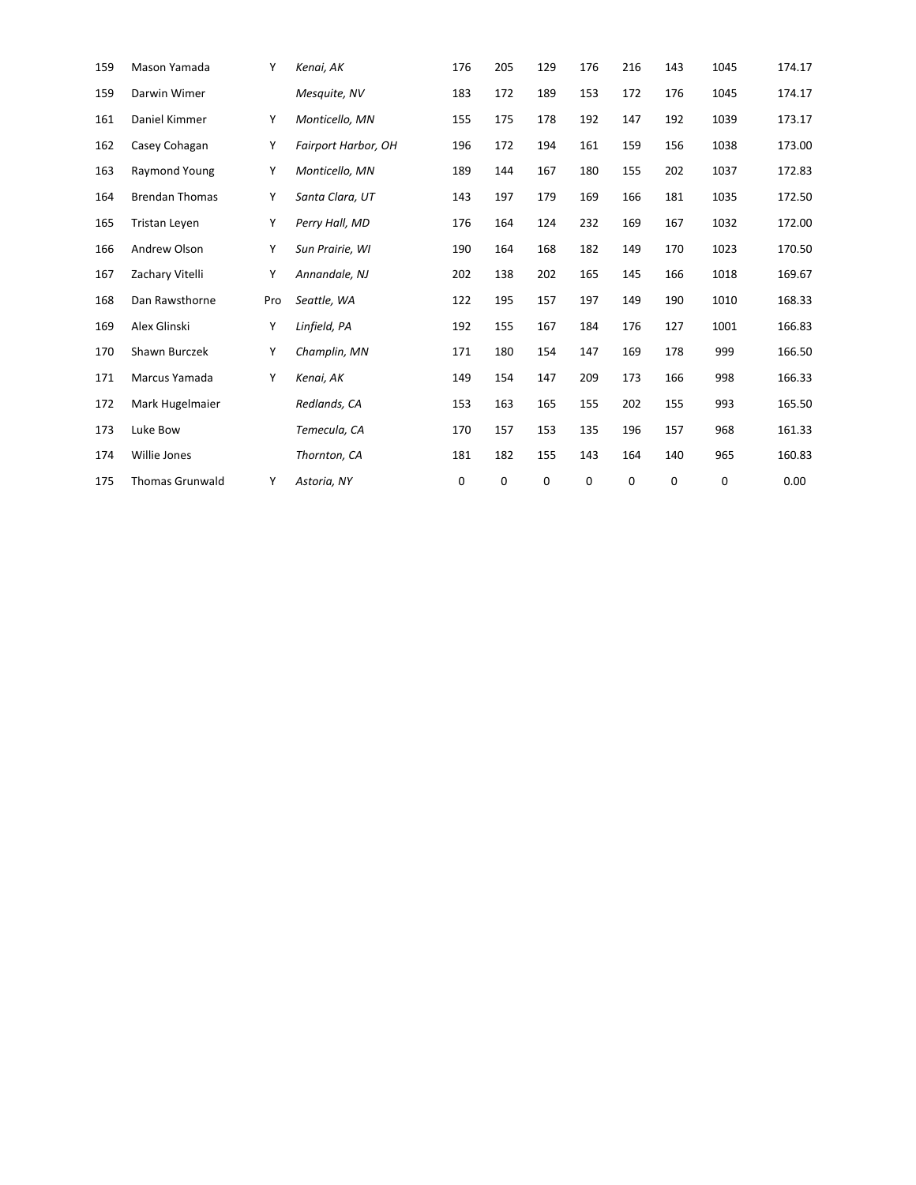| | | | | | | | | | | | |
|---|---|---|---|---|---|---|---|---|---|---|---|
| 159 | Mason Yamada | Y | *Kenai, AK* | 176 | 205 | 129 | 176 | 216 | 143 | 1045 | 174.17 |
| 159 | Darwin Wimer | | *Mesquite, NV* | 183 | 172 | 189 | 153 | 172 | 176 | 1045 | 174.17 |
| 161 | Daniel Kimmer | Y | *Monticello, MN* | 155 | 175 | 178 | 192 | 147 | 192 | 1039 | 173.17 |
| 162 | Casey Cohagan | Y | *Fairport Harbor, OH* | 196 | 172 | 194 | 161 | 159 | 156 | 1038 | 173.00 |
| 163 | Raymond Young | Y | *Monticello, MN* | 189 | 144 | 167 | 180 | 155 | 202 | 1037 | 172.83 |
| 164 | Brendan Thomas | Y | *Santa Clara, UT* | 143 | 197 | 179 | 169 | 166 | 181 | 1035 | 172.50 |
| 165 | Tristan Leyen | Y | *Perry Hall, MD* | 176 | 164 | 124 | 232 | 169 | 167 | 1032 | 172.00 |
| 166 | Andrew Olson | Y | *Sun Prairie, WI* | 190 | 164 | 168 | 182 | 149 | 170 | 1023 | 170.50 |
| 167 | Zachary Vitelli | Y | *Annandale, NJ* | 202 | 138 | 202 | 165 | 145 | 166 | 1018 | 169.67 |
| 168 | Dan Rawsthorne | Pro | *Seattle, WA* | 122 | 195 | 157 | 197 | 149 | 190 | 1010 | 168.33 |
| 169 | Alex Glinski | Y | *Linfield, PA* | 192 | 155 | 167 | 184 | 176 | 127 | 1001 | 166.83 |
| 170 | Shawn Burczek | Y | *Champlin, MN* | 171 | 180 | 154 | 147 | 169 | 178 | 999 | 166.50 |
| 171 | Marcus Yamada | Y | *Kenai, AK* | 149 | 154 | 147 | 209 | 173 | 166 | 998 | 166.33 |
| 172 | Mark Hugelmaier | | *Redlands, CA* | 153 | 163 | 165 | 155 | 202 | 155 | 993 | 165.50 |
| 173 | Luke Bow | | *Temecula, CA* | 170 | 157 | 153 | 135 | 196 | 157 | 968 | 161.33 |
| 174 | Willie Jones | | *Thornton, CA* | 181 | 182 | 155 | 143 | 164 | 140 | 965 | 160.83 |
| 175 | Thomas Grunwald | Y | *Astoria, NY* | 0 | 0 | 0 | 0 | 0 | 0 | 0 | 0.00 |